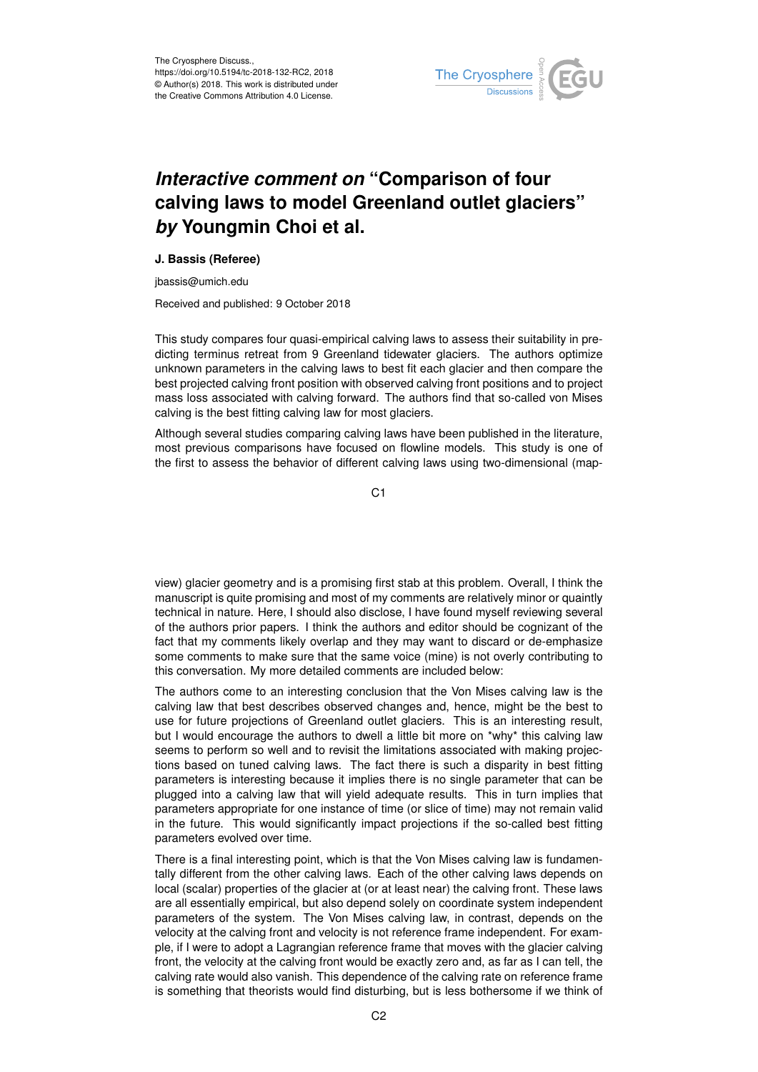# *Interactive comment on* "Comparison of four calving laws to model Greenland outlet glaciers" *by* Youngmin Choi et al.

**J. Bassis (Referee)**

jbassis@umich.edu

Received and published: 9 October 2018

This study compares four quasi-empirical calving laws to assess their suitability in predicting terminus retreat from 9 Greenland tidewater glaciers. The authors optimize unknown parameters in the calving laws to best fit each glacier and then compare the best projected calving front position with observed calving front positions and to project mass loss associated with calving forward. The authors find that so-called von Mises calving is the best fitting calving law for most glaciers.

Although several studies comparing calving laws have been published in the literature, most previous comparisons have focused on flowline models. This study is one of the first to assess the behavior of different calving laws using two-dimensional (map-view) glacier geometry and is a promising first stab at this problem. Overall, I think the manuscript is quite promising and most of my comments are relatively minor or quaintly technical in nature. Here, I should also disclose, I have found myself reviewing several of the authors prior papers. I think the authors and editor should be cognizant of the fact that my comments likely overlap and they may want to discard or de-emphasize some comments to make sure that the same voice (mine) is not overly contributing to this conversation. My more detailed comments are included below:

The authors come to an interesting conclusion that the Von Mises calving law is the calving law that best describes observed changes and, hence, might be the best to use for future projections of Greenland outlet glaciers. This is an interesting result, but I would encourage the authors to dwell a little bit more on *why* this calving law seems to perform so well and to revisit the limitations associated with making projections based on tuned calving laws. The fact there is such a disparity in best fitting parameters is interesting because it implies there is no single parameter that can be plugged into a calving law that will yield adequate results. This in turn implies that parameters appropriate for one instance of time (or slice of time) may not remain valid in the future. This would significantly impact projections if the so-called best fitting parameters evolved over time.

There is a final interesting point, which is that the Von Mises calving law is fundamentally different from the other calving laws. Each of the other calving laws depends on local (scalar) properties of the glacier at (or at least near) the calving front. These laws are all essentially empirical, but also depend solely on coordinate system independent parameters of the system. The Von Mises calving law, in contrast, depends on the velocity at the calving front and velocity is not reference frame independent. For example, if I were to adopt a Lagrangian reference frame that moves with the glacier calving front, the velocity at the calving front would be exactly zero and, as far as I can tell, the calving rate would also vanish. This dependence of the calving rate on reference frame is something that theorists would find disturbing, but is less bothersome if we think of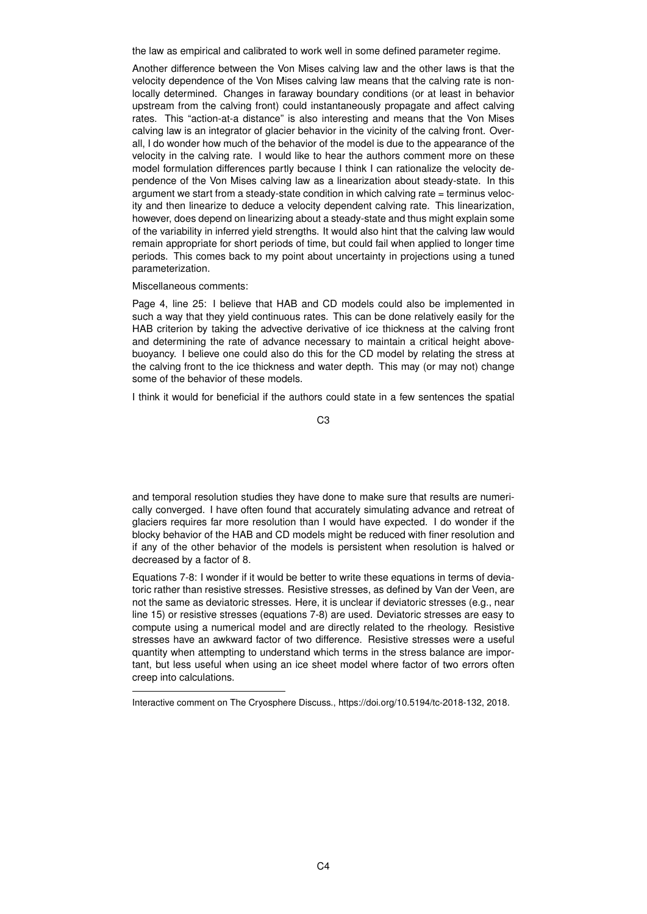the law as empirical and calibrated to work well in some defined parameter regime.

Another difference between the Von Mises calving law and the other laws is that the velocity dependence of the Von Mises calving law means that the calving rate is non-locally determined. Changes in faraway boundary conditions (or at least in behavior upstream from the calving front) could instantaneously propagate and affect calving rates. This "action-at-a distance" is also interesting and means that the Von Mises calving law is an integrator of glacier behavior in the vicinity of the calving front. Overall, I do wonder how much of the behavior of the model is due to the appearance of the velocity in the calving rate. I would like to hear the authors comment more on these model formulation differences partly because I think I can rationalize the velocity dependence of the Von Mises calving law as a linearization about steady-state. In this argument we start from a steady-state condition in which calving rate = terminus velocity and then linearize to deduce a velocity dependent calving rate. This linearization, however, does depend on linearizing about a steady-state and thus might explain some of the variability in inferred yield strengths. It would also hint that the calving law would remain appropriate for short periods of time, but could fail when applied to longer time periods. This comes back to my point about uncertainty in projections using a tuned parameterization.

Miscellaneous comments:

Page 4, line 25: I believe that HAB and CD models could also be implemented in such a way that they yield continuous rates. This can be done relatively easily for the HAB criterion by taking the advective derivative of ice thickness at the calving front and determining the rate of advance necessary to maintain a critical height above-buoyancy. I believe one could also do this for the CD model by relating the stress at the calving front to the ice thickness and water depth. This may (or may not) change some of the behavior of these models.

I think it would for beneficial if the authors could state in a few sentences the spatial and temporal resolution studies they have done to make sure that results are numerically converged. I have often found that accurately simulating advance and retreat of glaciers requires far more resolution than I would have expected. I do wonder if the blocky behavior of the HAB and CD models might be reduced with finer resolution and if any of the other behavior of the models is persistent when resolution is halved or decreased by a factor of 8.

Equations 7-8: I wonder if it would be better to write these equations in terms of deviatoric rather than resistive stresses. Resistive stresses, as defined by Van der Veen, are not the same as deviatoric stresses. Here, it is unclear if deviatoric stresses (e.g., near line 15) or resistive stresses (equations 7-8) are used. Deviatoric stresses are easy to compute using a numerical model and are directly related to the rheology. Resistive stresses have an awkward factor of two difference. Resistive stresses were a useful quantity when attempting to understand which terms in the stress balance are important, but less useful when using an ice sheet model where factor of two errors often creep into calculations.

---

Interactive comment on The Cryosphere Discuss., https://doi.org/10.5194/tc-2018-132, 2018.